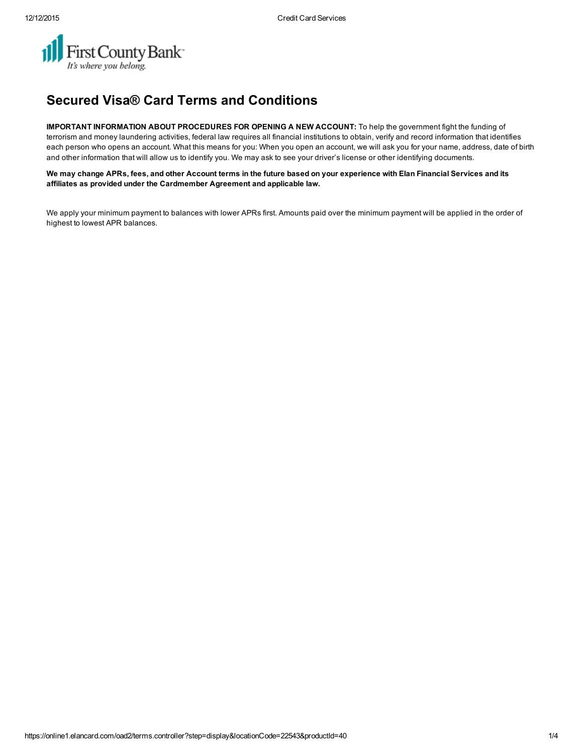First County Bank
*It's where you belong.*

# Secured Visa® Card Terms and Conditions

**IMPORTANT INFORMATION ABOUT PROCEDURES FOR OPENING A NEW ACCOUNT:** To help the government fight the funding of terrorism and money laundering activities, federal law requires all financial institutions to obtain, verify and record information that identifies each person who opens an account. What this means for you: When you open an account, we will ask you for your name, address, date of birth and other information that will allow us to identify you. We may ask to see your driver's license or other identifying documents.

**We may change APRs, fees, and other Account terms in the future based on your experience with Elan Financial Services and its affiliates as provided under the Cardmember Agreement and applicable law.**

We apply your minimum payment to balances with lower APRs first. Amounts paid over the minimum payment will be applied in the order of highest to lowest APR balances.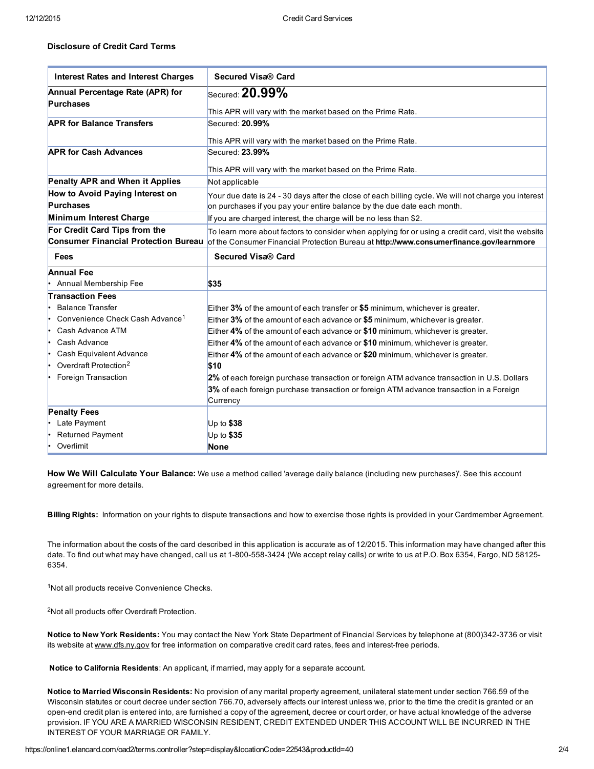## Disclosure of Credit Card Terms

| Interest Rates and Interest Charges | Secured Visa® Card |
|---|---|
| **Annual Percentage Rate (APR) for Purchases** | Secured: **20.99%**<br>This APR will vary with the market based on the Prime Rate. |
| **APR for Balance Transfers** | Secured: **20.99%**<br>This APR will vary with the market based on the Prime Rate. |
| **APR for Cash Advances** | Secured: **23.99%**<br>This APR will vary with the market based on the Prime Rate. |
| **Penalty APR and When it Applies** | Not applicable |
| **How to Avoid Paying Interest on Purchases** | Your due date is 24 - 30 days after the close of each billing cycle. We will not charge you interest on purchases if you pay your entire balance by the due date each month. |
| **Minimum Interest Charge** | If you are charged interest, the charge will be no less than $2. |
| **For Credit Card Tips from the Consumer Financial Protection Bureau** | To learn more about factors to consider when applying for or using a credit card, visit the website of the Consumer Financial Protection Bureau at **http://www.consumerfinance.gov/learnmore** |
| **Fees** | **Secured Visa® Card** |
| **Annual Fee**<br>• Annual Membership Fee | **$35** |
| **Transaction Fees** | |
| • Balance Transfer | Either **3%** of the amount of each transfer or **$5** minimum, whichever is greater. |
| • Convenience Check Cash Advance[1] | Either **3%** of the amount of each advance or **$5** minimum, whichever is greater. |
| • Cash Advance ATM | Either **4%** of the amount of each advance or **$10** minimum, whichever is greater. |
| • Cash Advance | Either **4%** of the amount of each advance or **$10** minimum, whichever is greater. |
| • Cash Equivalent Advance | Either **4%** of the amount of each advance or **$20** minimum, whichever is greater. |
| • Overdraft Protection[2] | **$10** |
| • Foreign Transaction | **2%** of each foreign purchase transaction or foreign ATM advance transaction in U.S. Dollars<br>**3%** of each foreign purchase transaction or foreign ATM advance transaction in a Foreign Currency |
| **Penalty Fees** | |
| • Late Payment | Up to **$38** |
| • Returned Payment | Up to **$35** |
| • Overlimit | **None** |

**How We Will Calculate Your Balance:** We use a method called 'average daily balance (including new purchases)'. See this account agreement for more details.

**Billing Rights:** Information on your rights to dispute transactions and how to exercise those rights is provided in your Cardmember Agreement.

The information about the costs of the card described in this application is accurate as of 12/2015. This information may have changed after this date. To find out what may have changed, call us at 1-800-558-3424 (We accept relay calls) or write to us at P.O. Box 6354, Fargo, ND 58125-6354.

[1]Not all products receive Convenience Checks.

[2]Not all products offer Overdraft Protection.

**Notice to New York Residents:** You may contact the New York State Department of Financial Services by telephone at (800)342-3736 or visit its website at www.dfs.ny.gov for free information on comparative credit card rates, fees and interest-free periods.

**Notice to California Residents**: An applicant, if married, may apply for a separate account.

**Notice to Married Wisconsin Residents:** No provision of any marital property agreement, unilateral statement under section 766.59 of the Wisconsin statutes or court decree under section 766.70, adversely affects our interest unless we, prior to the time the credit is granted or an open-end credit plan is entered into, are furnished a copy of the agreement, decree or court order, or have actual knowledge of the adverse provision. IF YOU ARE A MARRIED WISCONSIN RESIDENT, CREDIT EXTENDED UNDER THIS ACCOUNT WILL BE INCURRED IN THE INTEREST OF YOUR MARRIAGE OR FAMILY.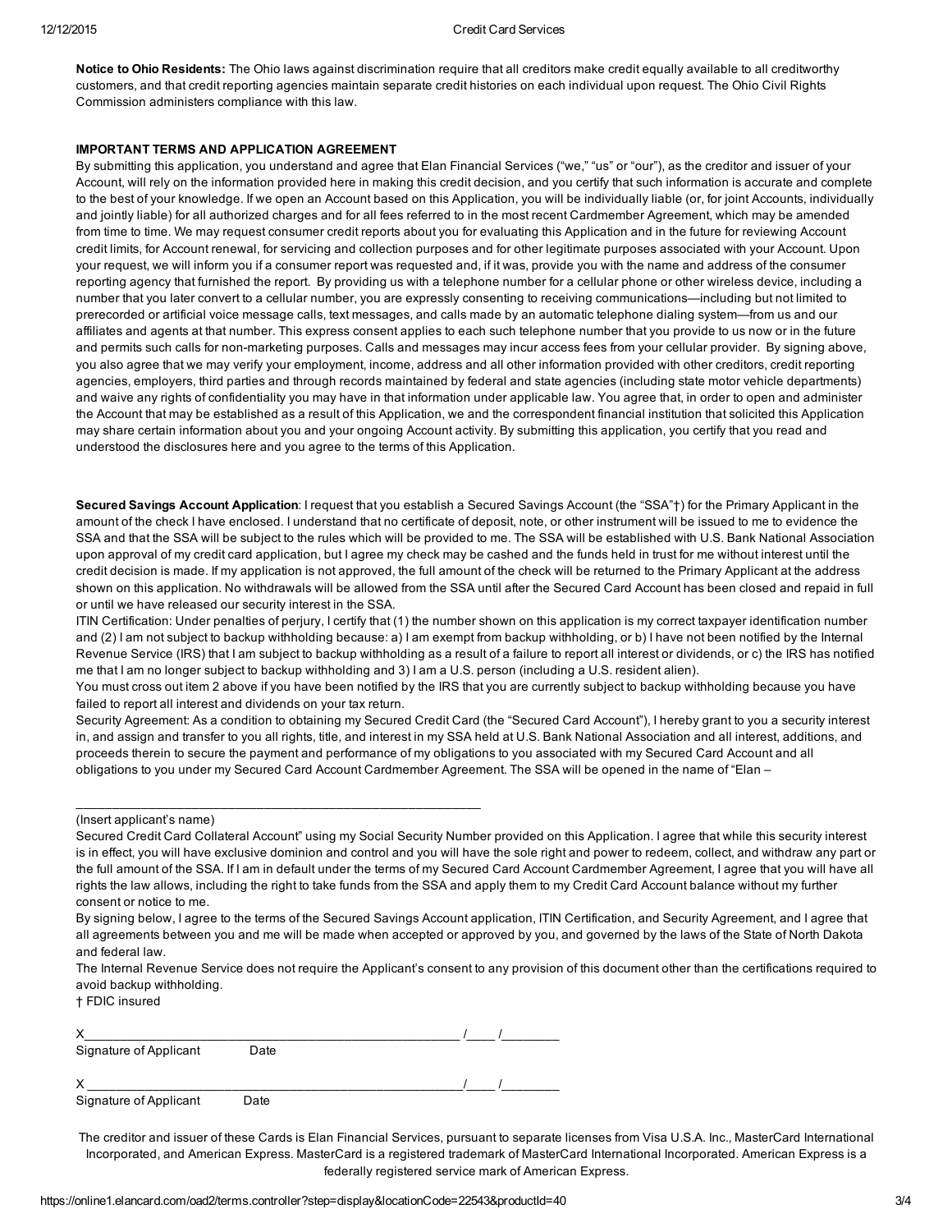**Notice to Ohio Residents:** The Ohio laws against discrimination require that all creditors make credit equally available to all creditworthy customers, and that credit reporting agencies maintain separate credit histories on each individual upon request. The Ohio Civil Rights Commission administers compliance with this law.

**IMPORTANT TERMS AND APPLICATION AGREEMENT**

By submitting this application, you understand and agree that Elan Financial Services ("we," "us" or "our"), as the creditor and issuer of your Account, will rely on the information provided here in making this credit decision, and you certify that such information is accurate and complete to the best of your knowledge. If we open an Account based on this Application, you will be individually liable (or, for joint Accounts, individually and jointly liable) for all authorized charges and for all fees referred to in the most recent Cardmember Agreement, which may be amended from time to time. We may request consumer credit reports about you for evaluating this Application and in the future for reviewing Account credit limits, for Account renewal, for servicing and collection purposes and for other legitimate purposes associated with your Account. Upon your request, we will inform you if a consumer report was requested and, if it was, provide you with the name and address of the consumer reporting agency that furnished the report. By providing us with a telephone number for a cellular phone or other wireless device, including a number that you later convert to a cellular number, you are expressly consenting to receiving communications—including but not limited to prerecorded or artificial voice message calls, text messages, and calls made by an automatic telephone dialing system—from us and our affiliates and agents at that number. This express consent applies to each such telephone number that you provide to us now or in the future and permits such calls for non-marketing purposes. Calls and messages may incur access fees from your cellular provider. By signing above, you also agree that we may verify your employment, income, address and all other information provided with other creditors, credit reporting agencies, employers, third parties and through records maintained by federal and state agencies (including state motor vehicle departments) and waive any rights of confidentiality you may have in that information under applicable law. You agree that, in order to open and administer the Account that may be established as a result of this Application, we and the correspondent financial institution that solicited this Application may share certain information about you and your ongoing Account activity. By submitting this application, you certify that you read and understood the disclosures here and you agree to the terms of this Application.

**Secured Savings Account Application**: I request that you establish a Secured Savings Account (the "SSA"†) for the Primary Applicant in the amount of the check I have enclosed. I understand that no certificate of deposit, note, or other instrument will be issued to me to evidence the SSA and that the SSA will be subject to the rules which will be provided to me. The SSA will be established with U.S. Bank National Association upon approval of my credit card application, but I agree my check may be cashed and the funds held in trust for me without interest until the credit decision is made. If my application is not approved, the full amount of the check will be returned to the Primary Applicant at the address shown on this application. No withdrawals will be allowed from the SSA until after the Secured Card Account has been closed and repaid in full or until we have released our security interest in the SSA.

ITIN Certification: Under penalties of perjury, I certify that (1) the number shown on this application is my correct taxpayer identification number and (2) I am not subject to backup withholding because: a) I am exempt from backup withholding, or b) I have not been notified by the Internal Revenue Service (IRS) that I am subject to backup withholding as a result of a failure to report all interest or dividends, or c) the IRS has notified me that I am no longer subject to backup withholding and 3) I am a U.S. person (including a U.S. resident alien).

You must cross out item 2 above if you have been notified by the IRS that you are currently subject to backup withholding because you have failed to report all interest and dividends on your tax return.

Security Agreement: As a condition to obtaining my Secured Credit Card (the "Secured Card Account"), I hereby grant to you a security interest in, and assign and transfer to you all rights, title, and interest in my SSA held at U.S. Bank National Association and all interest, additions, and proceeds therein to secure the payment and performance of my obligations to you associated with my Secured Card Account and all obligations to you under my Secured Card Account Cardmember Agreement. The SSA will be opened in the name of "Elan –

\_\_\_\_\_\_\_\_\_\_\_\_\_\_\_\_\_\_\_\_\_\_\_\_\_\_\_\_\_\_\_\_\_\_\_\_\_\_\_\_\_\_\_\_\_\_\_\_\_\_\_\_\_\_\_\_\_\_

(Insert applicant's name)

Secured Credit Card Collateral Account" using my Social Security Number provided on this Application. I agree that while this security interest is in effect, you will have exclusive dominion and control and you will have the sole right and power to redeem, collect, and withdraw any part or the full amount of the SSA. If I am in default under the terms of my Secured Card Account Cardmember Agreement, I agree that you will have all rights the law allows, including the right to take funds from the SSA and apply them to my Credit Card Account balance without my further consent or notice to me.

By signing below, I agree to the terms of the Secured Savings Account application, ITIN Certification, and Security Agreement, and I agree that all agreements between you and me will be made when accepted or approved by you, and governed by the laws of the State of North Dakota and federal law.

The Internal Revenue Service does not require the Applicant's consent to any provision of this document other than the certifications required to avoid backup withholding.

† FDIC insured

X\_\_\_\_\_\_\_\_\_\_\_\_\_\_\_\_\_\_\_\_\_\_\_\_\_\_\_\_\_\_\_\_\_\_\_\_\_\_\_\_\_\_\_\_\_\_\_\_\_\_\_\_\_ /\_\_\_\_ /\_\_\_\_\_\_\_\_

Signature of Applicant Date

X \_\_\_\_\_\_\_\_\_\_\_\_\_\_\_\_\_\_\_\_\_\_\_\_\_\_\_\_\_\_\_\_\_\_\_\_\_\_\_\_\_\_\_\_\_\_\_\_\_\_\_\_/\_\_\_\_ /\_\_\_\_\_\_\_\_

Signature of Applicant Date

The creditor and issuer of these Cards is Elan Financial Services, pursuant to separate licenses from Visa U.S.A. Inc., MasterCard International Incorporated, and American Express. MasterCard is a registered trademark of MasterCard International Incorporated. American Express is a federally registered service mark of American Express.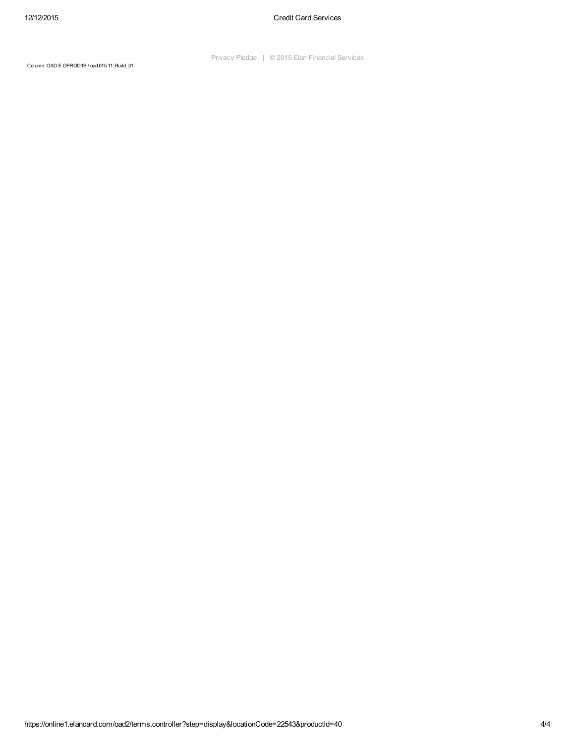Privacy Pledge | © 2015 Elan Financial Services

Column: OAD E OPROD1B / oad.015.11_Build_31